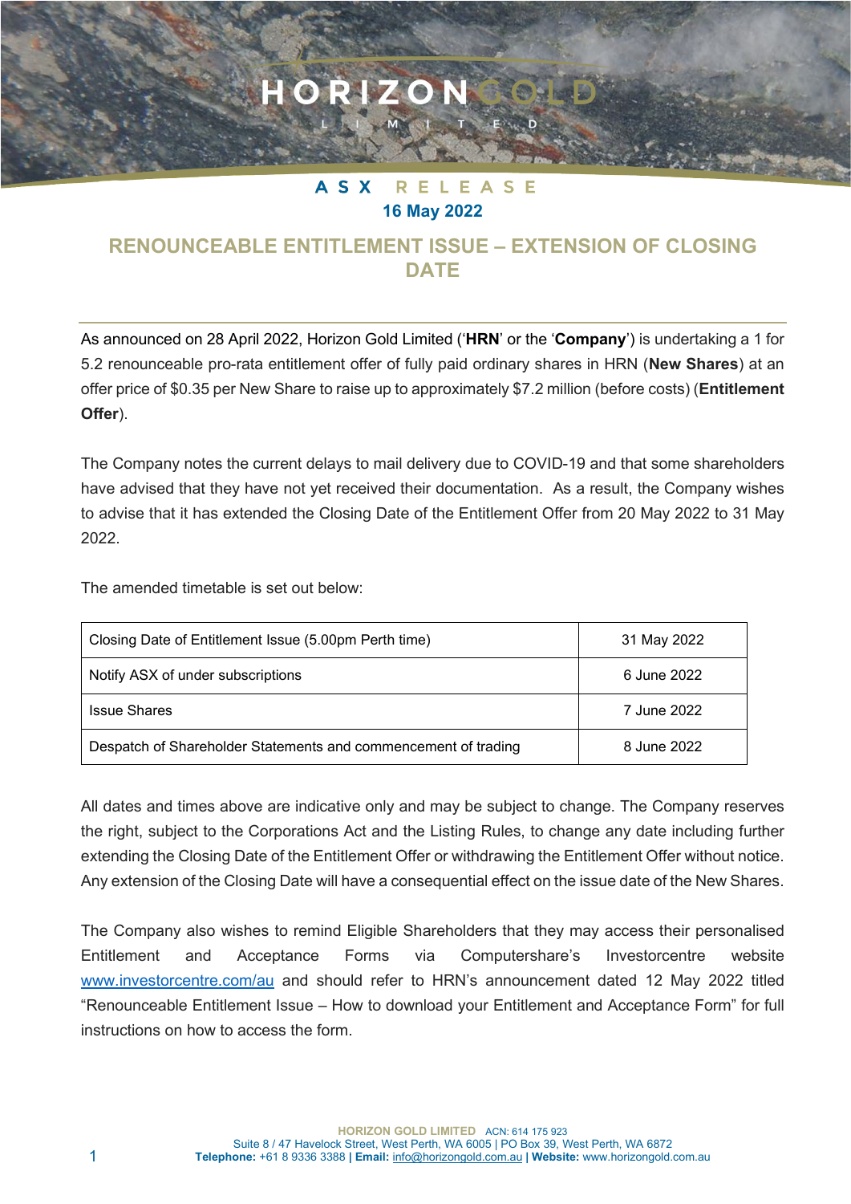# HORIZON GOLD LIMITED

**ASX RELEASE**

**16 May 2022**

## RENOUNCEABLE ENTITLEMENT ISSUE – EXTENSION OF CLOSING DATE

As announced on 28 April 2022, Horizon Gold Limited ('**HRN**' or the '**Company**') is undertaking a 1 for 5.2 renounceable pro-rata entitlement offer of fully paid ordinary shares in HRN (**New Shares**) at an offer price of $0.35 per New Share to raise up to approximately $7.2 million (before costs) (**Entitlement Offer**).

The Company notes the current delays to mail delivery due to COVID-19 and that some shareholders have advised that they have not yet received their documentation. As a result, the Company wishes to advise that it has extended the Closing Date of the Entitlement Offer from 20 May 2022 to 31 May 2022.

The amended timetable is set out below:

| Event | Date |
|---|---|
| Closing Date of Entitlement Issue (5.00pm Perth time) | 31 May 2022 |
| Notify ASX of under subscriptions | 6 June 2022 |
| Issue Shares | 7 June 2022 |
| Despatch of Shareholder Statements and commencement of trading | 8 June 2022 |

All dates and times above are indicative only and may be subject to change. The Company reserves the right, subject to the Corporations Act and the Listing Rules, to change any date including further extending the Closing Date of the Entitlement Offer or withdrawing the Entitlement Offer without notice. Any extension of the Closing Date will have a consequential effect on the issue date of the New Shares.

The Company also wishes to remind Eligible Shareholders that they may access their personalised Entitlement and Acceptance Forms via Computershare's Investorcentre website www.investorcentre.com/au and should refer to HRN's announcement dated 12 May 2022 titled "Renounceable Entitlement Issue – How to download your Entitlement and Acceptance Form" for full instructions on how to access the form.

**HORIZON GOLD LIMITED** ACN: 614 175 923
Suite 8 / 47 Havelock Street, West Perth, WA 6005 | PO Box 39, West Perth, WA 6872
**Telephone:** +61 8 9336 3388 | **Email:** info@horizongold.com.au | **Website:** www.horizongold.com.au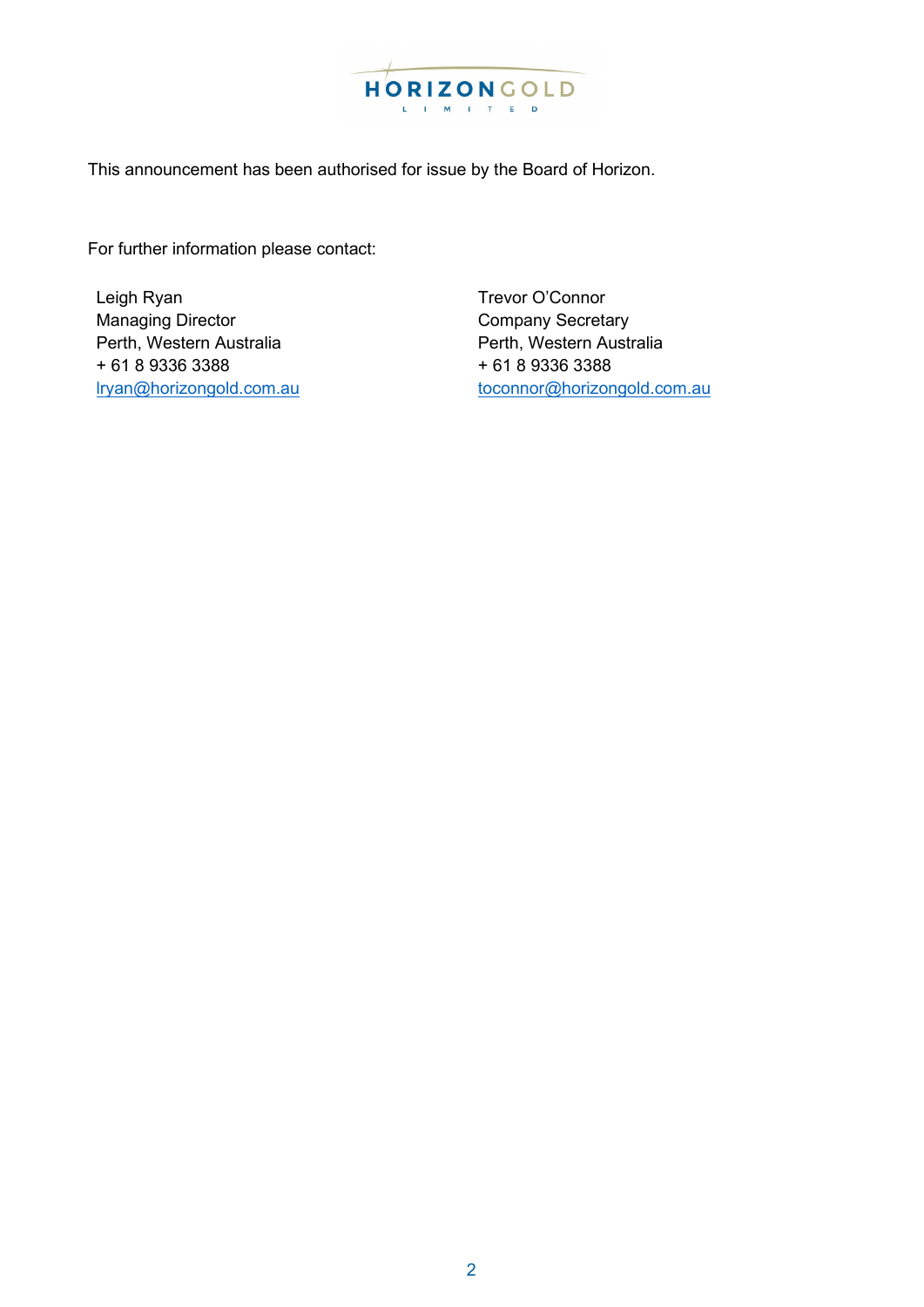This announcement has been authorised for issue by the Board of Horizon.

For further information please contact:

Leigh Ryan
Managing Director
Perth, Western Australia
+ 61 8 9336 3388
lryan@horizongold.com.au

Trevor O'Connor
Company Secretary
Perth, Western Australia
+ 61 8 9336 3388
toconnor@horizongold.com.au